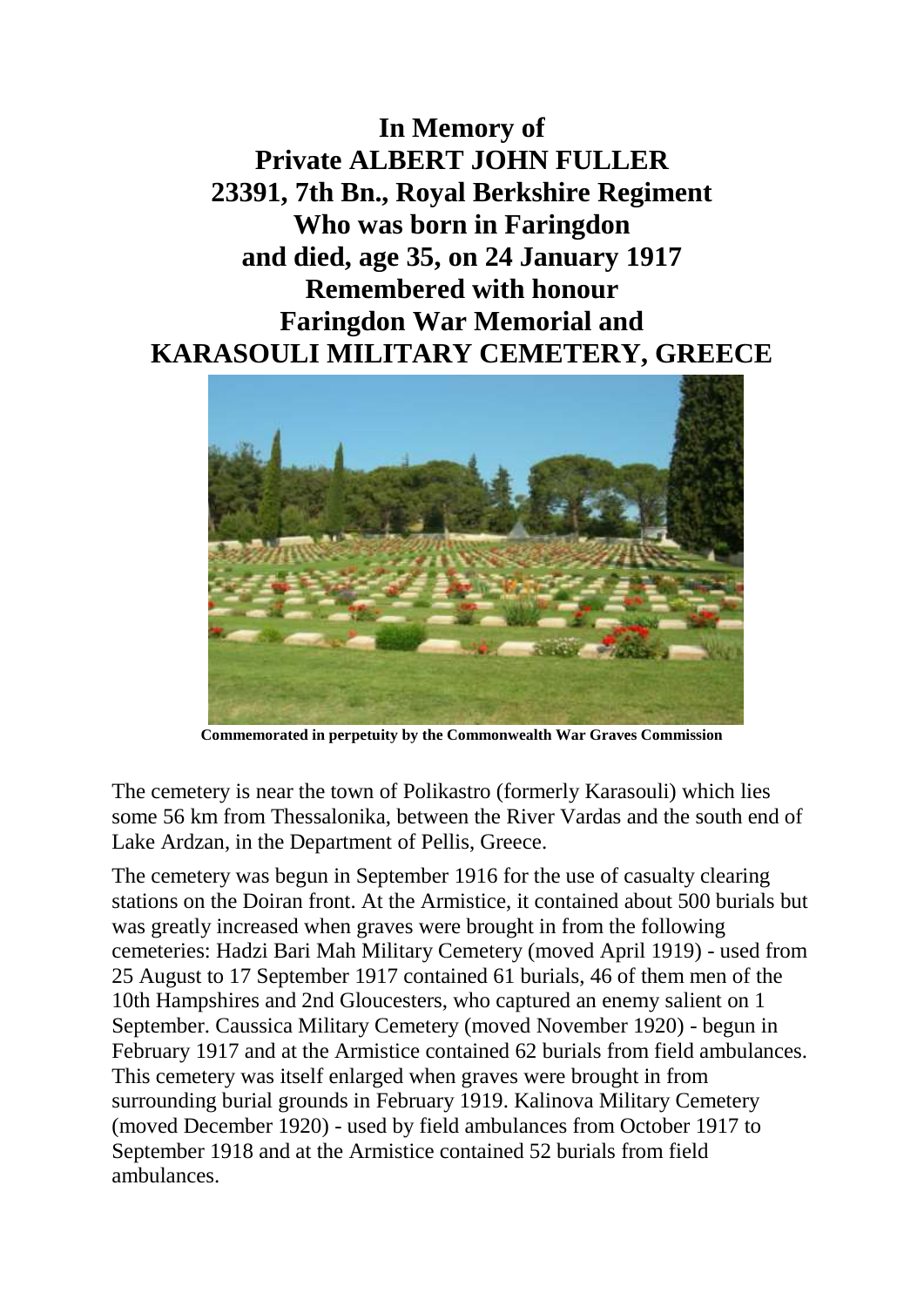**In Memory of**
**Private ALBERT JOHN FULLER**
**23391, 7th Bn., Royal Berkshire Regiment**
**Who was born in Faringdon**
**and died, age 35, on 24 January 1917**
**Remembered with honour**
**Faringdon War Memorial and**
**KARASOULI MILITARY CEMETERY, GREECE**

**Commemorated in perpetuity by the Commonwealth War Graves Commission**

The cemetery is near the town of Polikastro (formerly Karasouli) which lies some 56 km from Thessalonika, between the River Vardas and the south end of Lake Ardzan, in the Department of Pellis, Greece.

The cemetery was begun in September 1916 for the use of casualty clearing stations on the Doiran front. At the Armistice, it contained about 500 burials but was greatly increased when graves were brought in from the following cemeteries: Hadzi Bari Mah Military Cemetery (moved April 1919) - used from 25 August to 17 September 1917 contained 61 burials, 46 of them men of the 10th Hampshires and 2nd Gloucesters, who captured an enemy salient on 1 September. Caussica Military Cemetery (moved November 1920) - begun in February 1917 and at the Armistice contained 62 burials from field ambulances. This cemetery was itself enlarged when graves were brought in from surrounding burial grounds in February 1919. Kalinova Military Cemetery (moved December 1920) - used by field ambulances from October 1917 to September 1918 and at the Armistice contained 52 burials from field ambulances.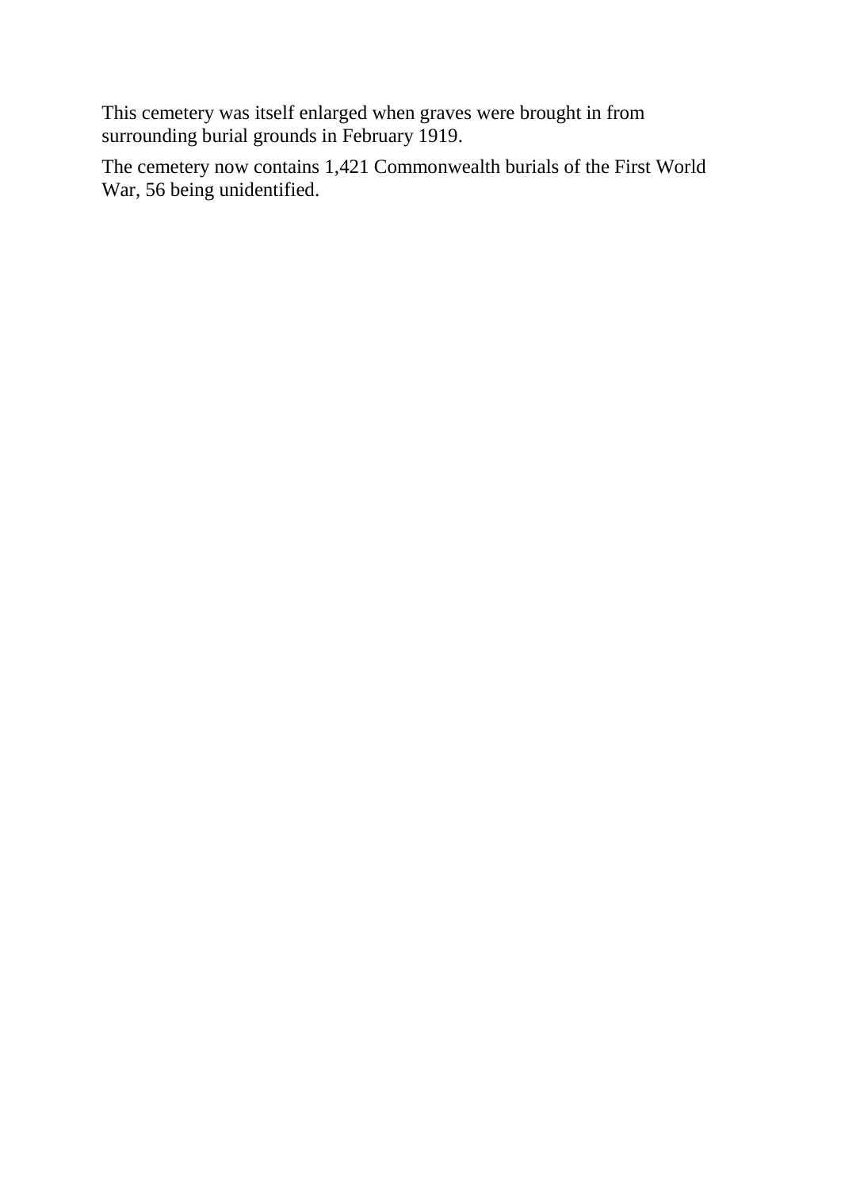This cemetery was itself enlarged when graves were brought in from surrounding burial grounds in February 1919.

The cemetery now contains 1,421 Commonwealth burials of the First World War, 56 being unidentified.